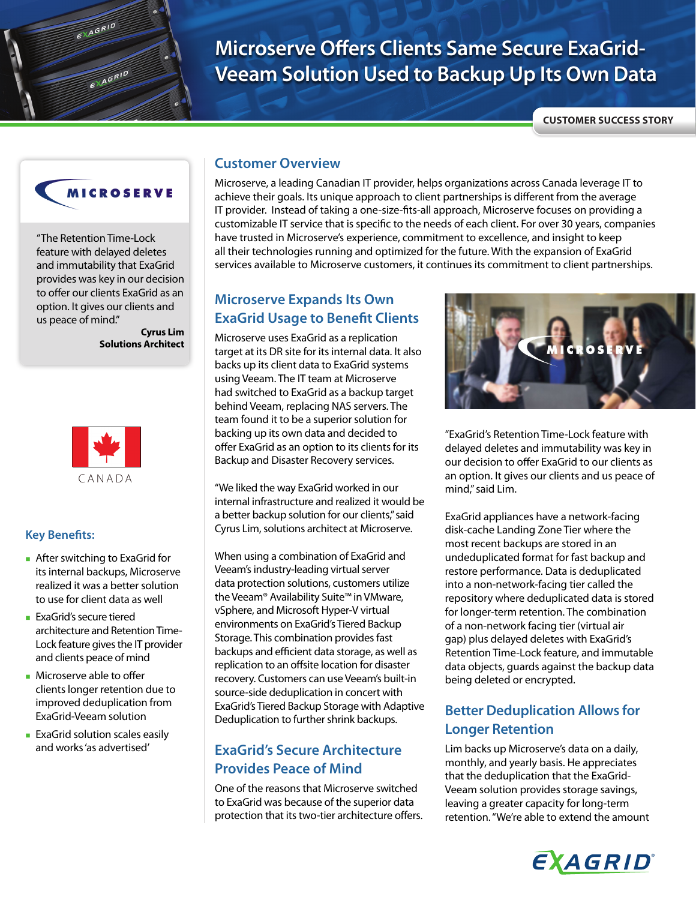# Microserve Offers Clients Same Secure ExaGrid-Veeam Solution Used to Backup Up Its Own Data

CUSTOMER SUCCESS STORY

MICROSERVE

"The Retention Time-Lock feature with delayed deletes and immutability that ExaGrid provides was key in our decision to offer our clients ExaGrid as an option. It gives our clients and us peace of mind."

**Cyrus Lim**
**Solutions Architect**

CANADA

## Key Benefits:

- After switching to ExaGrid for its internal backups, Microserve realized it was a better solution to use for client data as well
- ExaGrid's secure tiered architecture and Retention Time-Lock feature gives the IT provider and clients peace of mind
- Microserve able to offer clients longer retention due to improved deduplication from ExaGrid-Veeam solution
- ExaGrid solution scales easily and works 'as advertised'

## Customer Overview

Microserve, a leading Canadian IT provider, helps organizations across Canada leverage IT to achieve their goals. Its unique approach to client partnerships is different from the average IT provider. Instead of taking a one-size-fits-all approach, Microserve focuses on providing a customizable IT service that is specific to the needs of each client. For over 30 years, companies have trusted in Microserve's experience, commitment to excellence, and insight to keep all their technologies running and optimized for the future. With the expansion of ExaGrid services available to Microserve customers, it continues its commitment to client partnerships.

## Microserve Expands Its Own ExaGrid Usage to Benefit Clients

Microserve uses ExaGrid as a replication target at its DR site for its internal data. It also backs up its client data to ExaGrid systems using Veeam. The IT team at Microserve had switched to ExaGrid as a backup target behind Veeam, replacing NAS servers. The team found it to be a superior solution for backing up its own data and decided to offer ExaGrid as an option to its clients for its Backup and Disaster Recovery services.

"We liked the way ExaGrid worked in our internal infrastructure and realized it would be a better backup solution for our clients," said Cyrus Lim, solutions architect at Microserve.

When using a combination of ExaGrid and Veeam's industry-leading virtual server data protection solutions, customers utilize the Veeam® Availability Suite™ in VMware, vSphere, and Microsoft Hyper-V virtual environments on ExaGrid's Tiered Backup Storage. This combination provides fast backups and efficient data storage, as well as replication to an offsite location for disaster recovery. Customers can use Veeam's built-in source-side deduplication in concert with ExaGrid's Tiered Backup Storage with Adaptive Deduplication to further shrink backups.

## ExaGrid's Secure Architecture Provides Peace of Mind

One of the reasons that Microserve switched to ExaGrid was because of the superior data protection that its two-tier architecture offers.

"ExaGrid's Retention Time-Lock feature with delayed deletes and immutability was key in our decision to offer ExaGrid to our clients as an option. It gives our clients and us peace of mind," said Lim.

ExaGrid appliances have a network-facing disk-cache Landing Zone Tier where the most recent backups are stored in an undeduplicated format for fast backup and restore performance. Data is deduplicated into a non-network-facing tier called the repository where deduplicated data is stored for longer-term retention. The combination of a non-network facing tier (virtual air gap) plus delayed deletes with ExaGrid's Retention Time-Lock feature, and immutable data objects, guards against the backup data being deleted or encrypted.

## Better Deduplication Allows for Longer Retention

Lim backs up Microserve's data on a daily, monthly, and yearly basis. He appreciates that the deduplication that the ExaGrid-Veeam solution provides storage savings, leaving a greater capacity for long-term retention. "We're able to extend the amount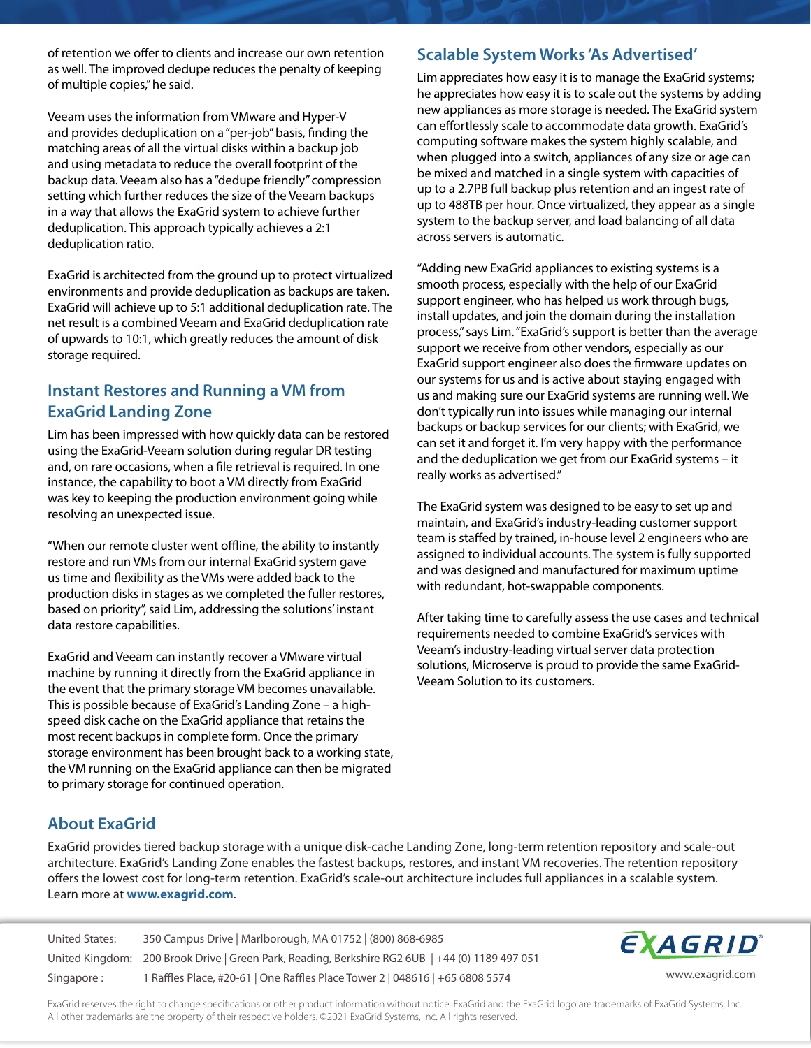of retention we offer to clients and increase our own retention as well. The improved dedupe reduces the penalty of keeping of multiple copies," he said.

Veeam uses the information from VMware and Hyper-V and provides deduplication on a "per-job" basis, finding the matching areas of all the virtual disks within a backup job and using metadata to reduce the overall footprint of the backup data. Veeam also has a "dedupe friendly" compression setting which further reduces the size of the Veeam backups in a way that allows the ExaGrid system to achieve further deduplication. This approach typically achieves a 2:1 deduplication ratio.

ExaGrid is architected from the ground up to protect virtualized environments and provide deduplication as backups are taken. ExaGrid will achieve up to 5:1 additional deduplication rate. The net result is a combined Veeam and ExaGrid deduplication rate of upwards to 10:1, which greatly reduces the amount of disk storage required.

## Instant Restores and Running a VM from ExaGrid Landing Zone

Lim has been impressed with how quickly data can be restored using the ExaGrid-Veeam solution during regular DR testing and, on rare occasions, when a file retrieval is required. In one instance, the capability to boot a VM directly from ExaGrid was key to keeping the production environment going while resolving an unexpected issue.

"When our remote cluster went offline, the ability to instantly restore and run VMs from our internal ExaGrid system gave us time and flexibility as the VMs were added back to the production disks in stages as we completed the fuller restores, based on priority", said Lim, addressing the solutions' instant data restore capabilities.

ExaGrid and Veeam can instantly recover a VMware virtual machine by running it directly from the ExaGrid appliance in the event that the primary storage VM becomes unavailable. This is possible because of ExaGrid's Landing Zone – a high-speed disk cache on the ExaGrid appliance that retains the most recent backups in complete form. Once the primary storage environment has been brought back to a working state, the VM running on the ExaGrid appliance can then be migrated to primary storage for continued operation.

## Scalable System Works 'As Advertised'

Lim appreciates how easy it is to manage the ExaGrid systems; he appreciates how easy it is to scale out the systems by adding new appliances as more storage is needed. The ExaGrid system can effortlessly scale to accommodate data growth. ExaGrid's computing software makes the system highly scalable, and when plugged into a switch, appliances of any size or age can be mixed and matched in a single system with capacities of up to a 2.7PB full backup plus retention and an ingest rate of up to 488TB per hour. Once virtualized, they appear as a single system to the backup server, and load balancing of all data across servers is automatic.

"Adding new ExaGrid appliances to existing systems is a smooth process, especially with the help of our ExaGrid support engineer, who has helped us work through bugs, install updates, and join the domain during the installation process," says Lim. "ExaGrid's support is better than the average support we receive from other vendors, especially as our ExaGrid support engineer also does the firmware updates on our systems for us and is active about staying engaged with us and making sure our ExaGrid systems are running well. We don't typically run into issues while managing our internal backups or backup services for our clients; with ExaGrid, we can set it and forget it. I'm very happy with the performance and the deduplication we get from our ExaGrid systems – it really works as advertised."

The ExaGrid system was designed to be easy to set up and maintain, and ExaGrid's industry-leading customer support team is staffed by trained, in-house level 2 engineers who are assigned to individual accounts. The system is fully supported and was designed and manufactured for maximum uptime with redundant, hot-swappable components.

After taking time to carefully assess the use cases and technical requirements needed to combine ExaGrid's services with Veeam's industry-leading virtual server data protection solutions, Microserve is proud to provide the same ExaGrid-Veeam Solution to its customers.

## About ExaGrid

ExaGrid provides tiered backup storage with a unique disk-cache Landing Zone, long-term retention repository and scale-out architecture. ExaGrid's Landing Zone enables the fastest backups, restores, and instant VM recoveries. The retention repository offers the lowest cost for long-term retention. ExaGrid's scale-out architecture includes full appliances in a scalable system. Learn more at **www.exagrid.com**.

United States: 350 Campus Drive | Marlborough, MA 01752 | (800) 868-6985
United Kingdom: 200 Brook Drive | Green Park, Reading, Berkshire RG2 6UB | +44 (0) 1189 497 051
Singapore : 1 Raffles Place, #20-61 | One Raffles Place Tower 2 | 048616 | +65 6808 5574

EXAGRID®
www.exagrid.com

ExaGrid reserves the right to change specifications or other product information without notice. ExaGrid and the ExaGrid logo are trademarks of ExaGrid Systems, Inc. All other trademarks are the property of their respective holders. ©2021 ExaGrid Systems, Inc. All rights reserved.